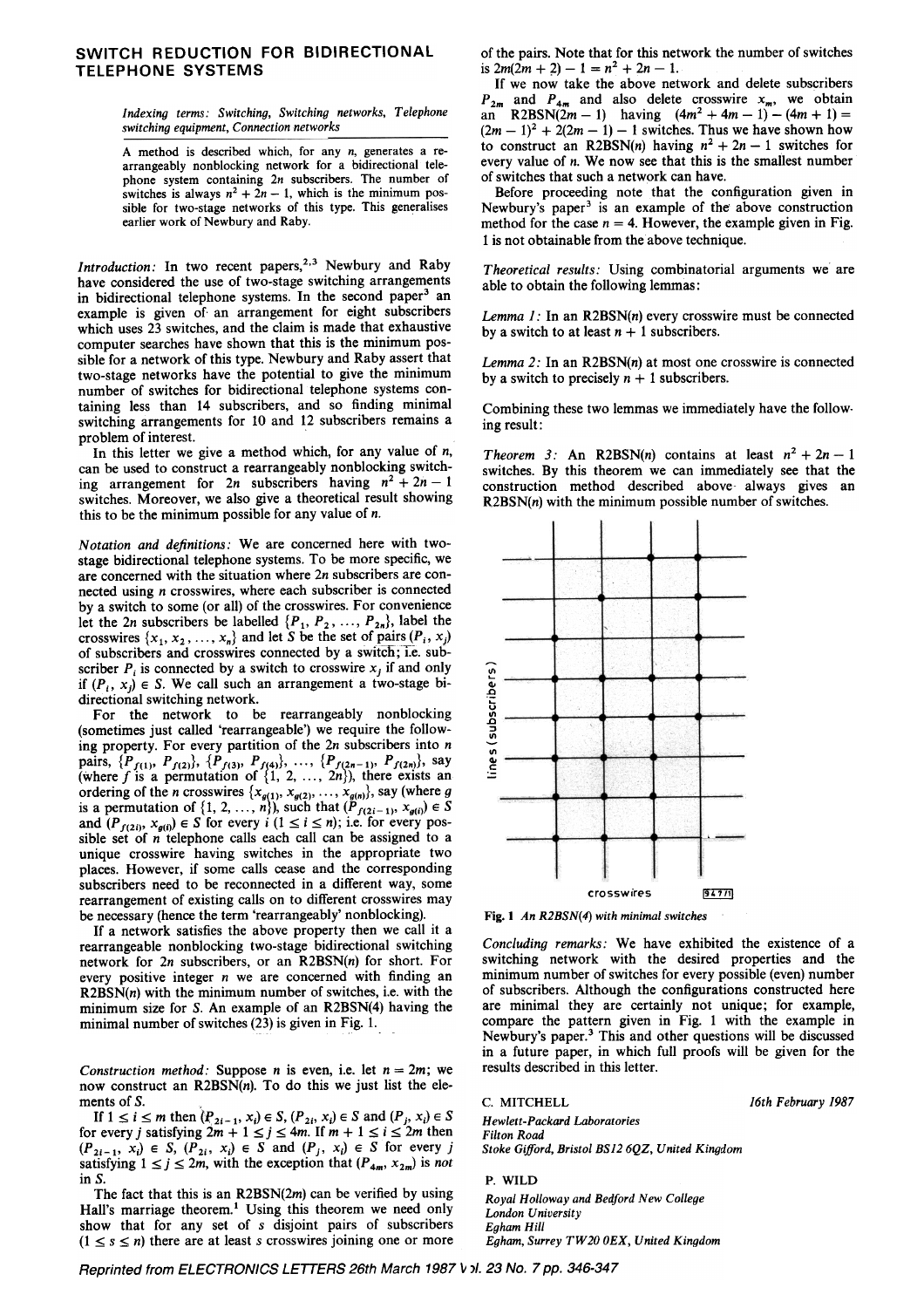# SWITCH REDUCTION FOR BIDIRECTIONAL TELEPHONE SYSTEMS

*Indexing terms: Switching, Switching networks, Telephone switching equipment, Connection networks*

A method is described which, for any $n$, generates a rearrangeably nonblocking network for a bidirectional telephone system containing $2n$ subscribers. The number of switches is always $n^2 + 2n - 1$, which is the minimum possible for two-stage networks of this type. This generalises earlier work of Newbury and Raby.

*Introduction:* In two recent papers,[2,3] Newbury and Raby have considered the use of two-stage switching arrangements in bidirectional telephone systems. In the second paper[3] an example is given of an arrangement for eight subscribers which uses 23 switches, and the claim is made that exhaustive computer searches have shown that this is the minimum possible for a network of this type. Newbury and Raby assert that two-stage networks have the potential to give the minimum number of switches for bidirectional telephone systems containing less than 14 subscribers, and so finding minimal switching arrangements for 10 and 12 subscribers remains a problem of interest.

In this letter we give a method which, for any value of $n$, can be used to construct a rearrangeably nonblocking switching arrangement for $2n$ subscribers having $n^2 + 2n - 1$ switches. Moreover, we also give a theoretical result showing this to be the minimum possible for any value of $n$.

*Notation and definitions:* We are concerned here with two-stage bidirectional telephone systems. To be more specific, we are concerned with the situation where $2n$ subscribers are connected using $n$ crosswires, where each subscriber is connected by a switch to some (or all) of the crosswires. For convenience let the $2n$ subscribers be labelled $\{P_1, P_2, \ldots, P_{2n}\}$, label the crosswires $\{x_1, x_2, \ldots, x_n\}$ and let $S$ be the set of pairs $(P_i, x_j)$ of subscribers and crosswires connected by a switch; i.e. subscriber $P_i$ is connected by a switch to crosswire $x_j$ if and only if $(P_i, x_j) \in S$. We call such an arrangement a two-stage bidirectional switching network.

For the network to be rearrangeably nonblocking (sometimes just called 'rearrangeable') we require the following property. For every partition of the $2n$ subscribers into $n$ pairs, $\{P_{f(1)}, P_{f(2)}\}, \{P_{f(3)}, P_{f(4)}\}, \ldots, \{P_{f(2n-1)}, P_{f(2n)}\}$, say (where $f$ is a permutation of $\{1, 2, \ldots, 2n\}$), there exists an ordering of the $n$ crosswires $\{x_{g(1)}, x_{g(2)}, \ldots, x_{g(n)}\}$, say (where $g$ is a permutation of $\{1, 2, \ldots, n\}$), such that $(P_{f(2i-1)}, x_{g(i)}) \in S$ and $(P_{f(2i)}, x_{g(i)}) \in S$ for every $i$ ($1 \le i \le n$); i.e. for every possible set of $n$ telephone calls each call can be assigned to a unique crosswire having switches in the appropriate two places. However, if some calls cease and the corresponding subscribers need to be reconnected in a different way, some rearrangement of existing calls on to different crosswires may be necessary (hence the term 'rearrangeably' nonblocking).

If a network satisfies the above property then we call it a rearrangeable nonblocking two-stage bidirectional switching network for $2n$ subscribers, or an R2BSN($n$) for short. For every positive integer $n$ we are concerned with finding an R2BSN($n$) with the minimum number of switches, i.e. with the minimum size for $S$. An example of an R2BSN(4) having the minimal number of switches (23) is given in Fig. 1.

*Construction method:* Suppose $n$ is even, i.e. let $n = 2m$; we now construct an R2BSN($n$). To do this we just list the elements of $S$.

If $1 \le i \le m$ then $(P_{2i-1}, x_i) \in S$, $(P_{2i}, x_i) \in S$ and $(P_j, x_i) \in S$ for every $j$ satisfying $2m + 1 \le j \le 4m$. If $m + 1 \le i \le 2m$ then $(P_{2i-1}, x_i) \in S$, $(P_{2i}, x_i) \in S$ and $(P_j, x_i) \in S$ for every $j$ satisfying $1 \le j \le 2m$, with the exception that $(P_{4m}, x_{2m})$ is *not* in $S$.

The fact that this is an R2BSN($2m$) can be verified by using Hall's marriage theorem.[1] Using this theorem we need only show that for any set of $s$ disjoint pairs of subscribers ($1 \le s \le n$) there are at least $s$ crosswires joining one or more of the pairs. Note that for this network the number of switches is $2m(2m + 2) - 1 = n^2 + 2n - 1$.

If we now take the above network and delete subscribers $P_{2m}$ and $P_{4m}$ and also delete crosswire $x_m$, we obtain an R2BSN($2m - 1$) having $(4m^2 + 4m - 1) - (4m + 1) = (2m - 1)^2 + 2(2m - 1) - 1$ switches. Thus we have shown how to construct an R2BSN($n$) having $n^2 + 2n - 1$ switches for every value of $n$. We now see that this is the smallest number of switches that such a network can have.

Before proceeding note that the configuration given in Newbury's paper[3] is an example of the above construction method for the case $n = 4$. However, the example given in Fig. 1 is not obtainable from the above technique.

*Theoretical results:* Using combinatorial arguments we are able to obtain the following lemmas:

*Lemma 1:* In an R2BSN($n$) every crosswire must be connected by a switch to at least $n + 1$ subscribers.

*Lemma 2:* In an R2BSN($n$) at most one crosswire is connected by a switch to precisely $n + 1$ subscribers.

Combining these two lemmas we immediately have the following result:

*Theorem 3:* An R2BSN($n$) contains at least $n^2 + 2n - 1$ switches. By this theorem we can immediately see that the construction method described above always gives an R2BSN($n$) with the minimum possible number of switches.

**Fig. 1** *An R2BSN(4) with minimal switches*

*Concluding remarks:* We have exhibited the existence of a switching network with the desired properties and the minimum number of switches for every possible (even) number of subscribers. Although the configurations constructed here are minimal they are certainly not unique; for example, compare the pattern given in Fig. 1 with the example in Newbury's paper.[3] This and other questions will be discussed in a future paper, in which full proofs will be given for the results described in this letter.

C. MITCHELL — 16th February 1987

*Hewlett-Packard Laboratories*
*Filton Road*
*Stoke Gifford, Bristol BS12 6QZ, United Kingdom*

P. WILD

*Royal Holloway and Bedford New College*
*London University*
*Egham Hill*
*Egham, Surrey TW20 0EX, United Kingdom*

Reprinted from ELECTRONICS LETTERS 26th March 1987 Vol. 23 No. 7 pp. 346-347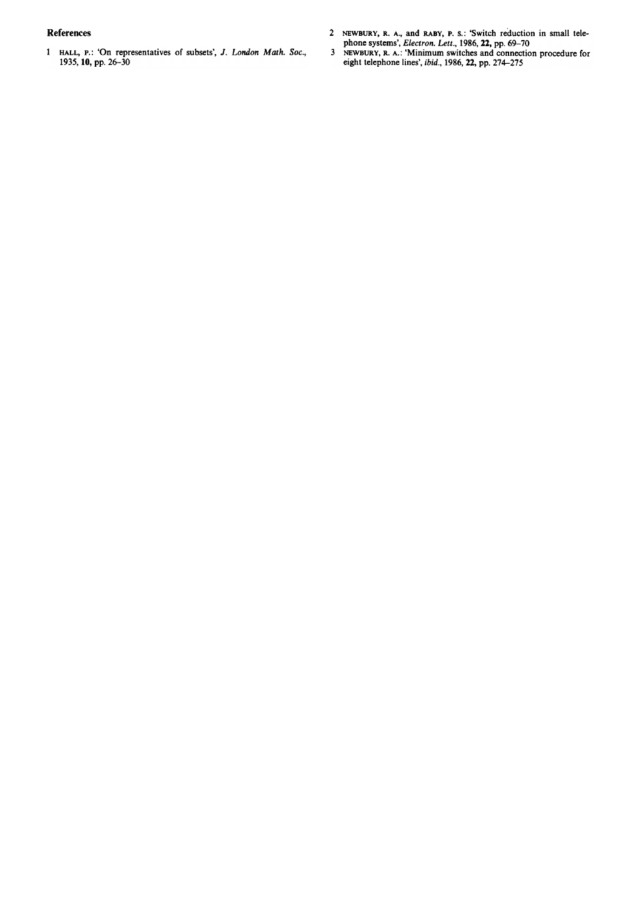## References

1. HALL, P.: 'On representatives of subsets', *J. London Math. Soc.*, 1935, **10**, pp. 26–30
2. NEWBURY, R. A., and RABY, P. S.: 'Switch reduction in small telephone systems', *Electron. Lett.*, 1986, **22**, pp. 69–70
3. NEWBURY, R. A.: 'Minimum switches and connection procedure for eight telephone lines', *ibid.*, 1986, **22**, pp. 274–275